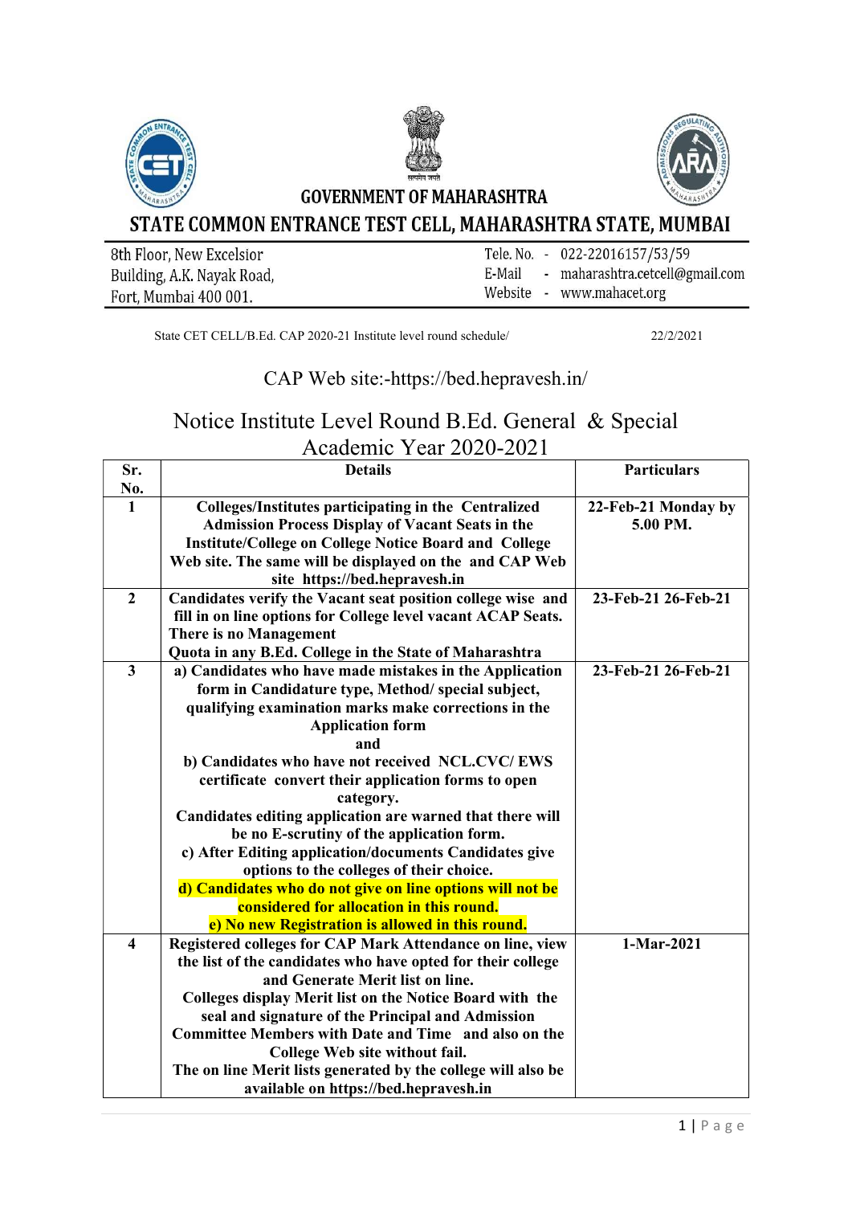**GOVERNMENT OF MAHARASHTRA**

# STATE COMMON ENTRANCE TEST CELL, MAHARASHTRA STATE, MUMBAI

8th Floor, New Excelsior
Building, A.K. Nayak Road,
Fort, Mumbai 400 001.

Tele. No. - 022-22016157/53/59
E-Mail - maharashtra.cetcell@gmail.com
Website - www.mahacet.org

State CET CELL/B.Ed. CAP 2020-21 Institute level round schedule/ 22/2/2021

CAP Web site:-https://bed.hepravesh.in/

## Notice Institute Level Round B.Ed. General & Special Academic Year 2020-2021

| Sr. No. | Details | Particulars |
|---|---|---|
| 1 | **Colleges/Institutes participating in the Centralized Admission Process Display of Vacant Seats in the Institute/College on College Notice Board and College Web site. The same will be displayed on the and CAP Web site https://bed.hepravesh.in** | **22-Feb-21 Monday by 5.00 PM.** |
| 2 | **Candidates verify the Vacant seat position college wise and fill in on line options for College level vacant ACAP Seats. There is no Management Quota in any B.Ed. College in the State of Maharashtra** | **23-Feb-21 26-Feb-21** |
| 3 | **a) Candidates who have made mistakes in the Application form in Candidature type, Method/ special subject, qualifying examination marks make corrections in the Application form and b) Candidates who have not received NCL.CVC/ EWS certificate convert their application forms to open category. Candidates editing application are warned that there will be no E-scrutiny of the application form. c) After Editing application/documents Candidates give options to the colleges of their choice. d) Candidates who do not give on line options will not be considered for allocation in this round. e) No new Registration is allowed in this round.** | **23-Feb-21 26-Feb-21** |
| 4 | **Registered colleges for CAP Mark Attendance on line, view the list of the candidates who have opted for their college and Generate Merit list on line. Colleges display Merit list on the Notice Board with the seal and signature of the Principal and Admission Committee Members with Date and Time and also on the College Web site without fail. The on line Merit lists generated by the college will also be available on https://bed.hepravesh.in** | **1-Mar-2021** |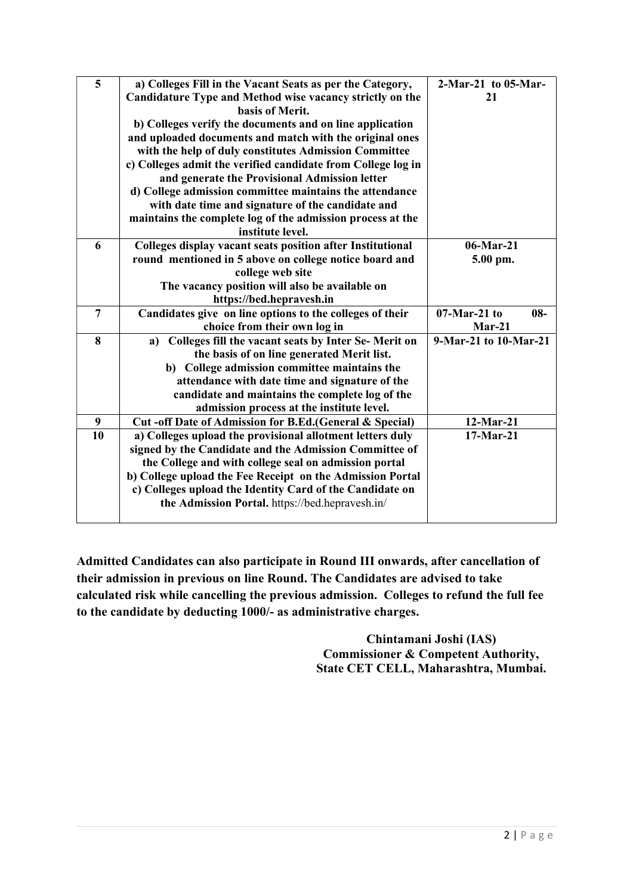| | | |
|---|---|---|
| **5** | **a) Colleges Fill in the Vacant Seats as per the Category, Candidature Type and Method wise vacancy strictly on the basis of Merit.**<br>**b) Colleges verify the documents and on line application and uploaded documents and match with the original ones with the help of duly constitutes Admission Committee**<br>**c) Colleges admit the verified candidate from College log in and generate the Provisional Admission letter**<br>**d) College admission committee maintains the attendance with date time and signature of the candidate and maintains the complete log of the admission process at the institute level.** | **2-Mar-21 to 05-Mar-21** |
| **6** | **Colleges display vacant seats position after Institutional round mentioned in 5 above on college notice board and college web site**<br>**The vacancy position will also be available on https://bed.hepravesh.in** | **06-Mar-21 5.00 pm.** |
| **7** | **Candidates give on line options to the colleges of their choice from their own log in** | **07-Mar-21 to 08-Mar-21** |
| **8** | **a) Colleges fill the vacant seats by Inter Se- Merit on the basis of on line generated Merit list.**<br>**b) College admission committee maintains the attendance with date time and signature of the candidate and maintains the complete log of the admission process at the institute level.** | **9-Mar-21 to 10-Mar-21** |
| **9** | **Cut -off Date of Admission for B.Ed.(General & Special)** | **12-Mar-21** |
| **10** | **a) Colleges upload the provisional allotment letters duly signed by the Candidate and the Admission Committee of the College and with college seal on admission portal**<br>**b) College upload the Fee Receipt on the Admission Portal**<br>**c) Colleges upload the Identity Card of the Candidate on the Admission Portal.** https://bed.hepravesh.in/ | **17-Mar-21** |

**Admitted Candidates can also participate in Round III onwards, after cancellation of their admission in previous on line Round. The Candidates are advised to take calculated risk while cancelling the previous admission. Colleges to refund the full fee to the candidate by deducting 1000/- as administrative charges.**

**Chintamani Joshi (IAS)**
**Commissioner & Competent Authority,**
**State CET CELL, Maharashtra, Mumbai.**